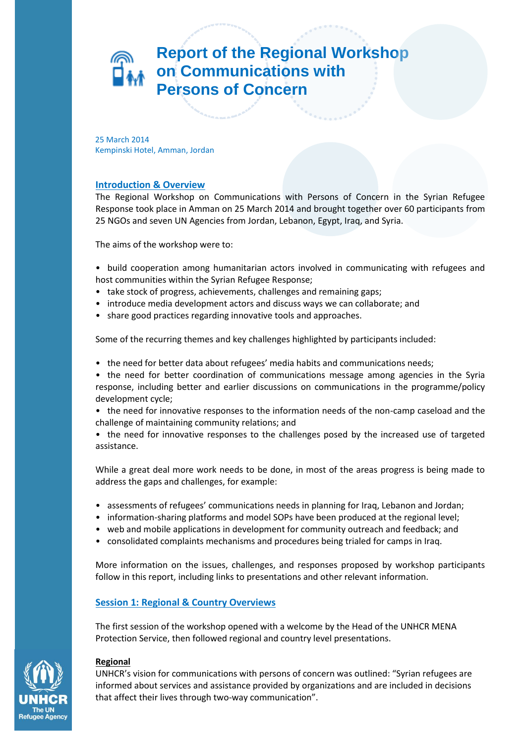# Report of the Regional Workshop on Communications with Persons of Concern

25 March 2014
Kempinski Hotel, Amman, Jordan

## Introduction & Overview

The Regional Workshop on Communications with Persons of Concern in the Syrian Refugee Response took place in Amman on 25 March 2014 and brought together over 60 participants from 25 NGOs and seven UN Agencies from Jordan, Lebanon, Egypt, Iraq, and Syria.

The aims of the workshop were to:

- build cooperation among humanitarian actors involved in communicating with refugees and host communities within the Syrian Refugee Response;
- take stock of progress, achievements, challenges and remaining gaps;
- introduce media development actors and discuss ways we can collaborate; and
- share good practices regarding innovative tools and approaches.

Some of the recurring themes and key challenges highlighted by participants included:

- the need for better data about refugees' media habits and communications needs;
- the need for better coordination of communications message among agencies in the Syria response, including better and earlier discussions on communications in the programme/policy development cycle;
- the need for innovative responses to the information needs of the non-camp caseload and the challenge of maintaining community relations; and
- the need for innovative responses to the challenges posed by the increased use of targeted assistance.

While a great deal more work needs to be done, in most of the areas progress is being made to address the gaps and challenges, for example:

- assessments of refugees' communications needs in planning for Iraq, Lebanon and Jordan;
- information-sharing platforms and model SOPs have been produced at the regional level;
- web and mobile applications in development for community outreach and feedback; and
- consolidated complaints mechanisms and procedures being trialed for camps in Iraq.

More information on the issues, challenges, and responses proposed by workshop participants follow in this report, including links to presentations and other relevant information.

## Session 1: Regional & Country Overviews

The first session of the workshop opened with a welcome by the Head of the UNHCR MENA Protection Service, then followed regional and country level presentations.

### Regional

UNHCR's vision for communications with persons of concern was outlined: "Syrian refugees are informed about services and assistance provided by organizations and are included in decisions that affect their lives through two-way communication".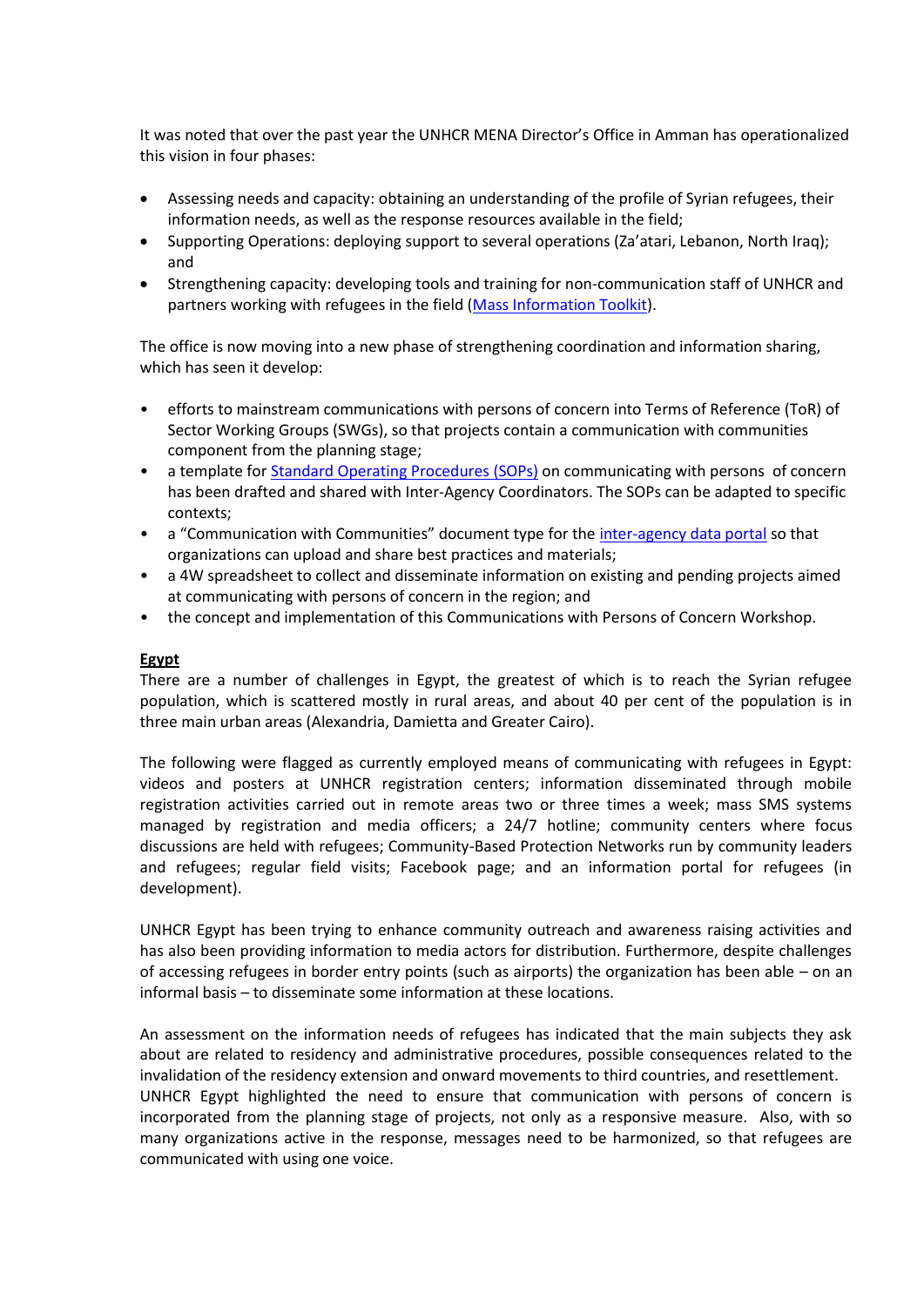It was noted that over the past year the UNHCR MENA Director's Office in Amman has operationalized this vision in four phases:

- Assessing needs and capacity: obtaining an understanding of the profile of Syrian refugees, their information needs, as well as the response resources available in the field;
- Supporting Operations: deploying support to several operations (Za'atari, Lebanon, North Iraq); and
- Strengthening capacity: developing tools and training for non-communication staff of UNHCR and partners working with refugees in the field (Mass Information Toolkit).

The office is now moving into a new phase of strengthening coordination and information sharing, which has seen it develop:

- efforts to mainstream communications with persons of concern into Terms of Reference (ToR) of Sector Working Groups (SWGs), so that projects contain a communication with communities component from the planning stage;
- a template for Standard Operating Procedures (SOPs) on communicating with persons of concern has been drafted and shared with Inter-Agency Coordinators. The SOPs can be adapted to specific contexts;
- a "Communication with Communities" document type for the inter-agency data portal so that organizations can upload and share best practices and materials;
- a 4W spreadsheet to collect and disseminate information on existing and pending projects aimed at communicating with persons of concern in the region; and
- the concept and implementation of this Communications with Persons of Concern Workshop.

**Egypt**

There are a number of challenges in Egypt, the greatest of which is to reach the Syrian refugee population, which is scattered mostly in rural areas, and about 40 per cent of the population is in three main urban areas (Alexandria, Damietta and Greater Cairo).

The following were flagged as currently employed means of communicating with refugees in Egypt: videos and posters at UNHCR registration centers; information disseminated through mobile registration activities carried out in remote areas two or three times a week; mass SMS systems managed by registration and media officers; a 24/7 hotline; community centers where focus discussions are held with refugees; Community-Based Protection Networks run by community leaders and refugees; regular field visits; Facebook page; and an information portal for refugees (in development).

UNHCR Egypt has been trying to enhance community outreach and awareness raising activities and has also been providing information to media actors for distribution. Furthermore, despite challenges of accessing refugees in border entry points (such as airports) the organization has been able – on an informal basis – to disseminate some information at these locations.

An assessment on the information needs of refugees has indicated that the main subjects they ask about are related to residency and administrative procedures, possible consequences related to the invalidation of the residency extension and onward movements to third countries, and resettlement. UNHCR Egypt highlighted the need to ensure that communication with persons of concern is incorporated from the planning stage of projects, not only as a responsive measure. Also, with so many organizations active in the response, messages need to be harmonized, so that refugees are communicated with using one voice.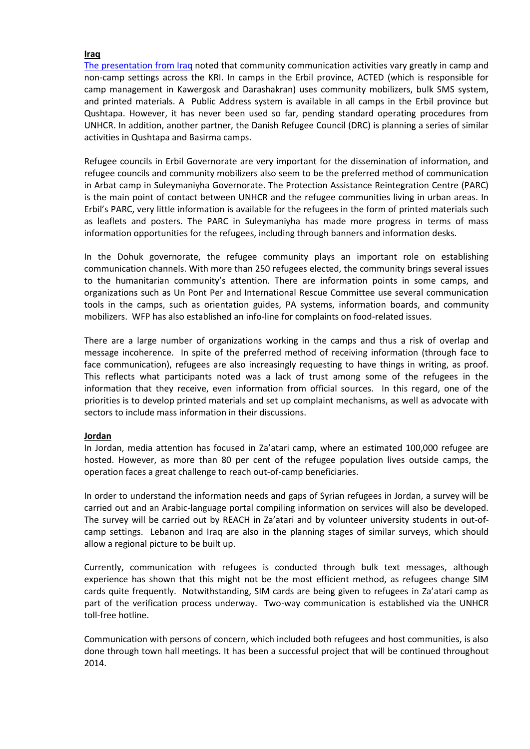**Iraq**

[The presentation from Iraq](#) noted that community communication activities vary greatly in camp and non-camp settings across the KRI. In camps in the Erbil province, ACTED (which is responsible for camp management in Kawergosk and Darashakran) uses community mobilizers, bulk SMS system, and printed materials. A Public Address system is available in all camps in the Erbil province but Qushtapa. However, it has never been used so far, pending standard operating procedures from UNHCR. In addition, another partner, the Danish Refugee Council (DRC) is planning a series of similar activities in Qushtapa and Basirma camps.

Refugee councils in Erbil Governorate are very important for the dissemination of information, and refugee councils and community mobilizers also seem to be the preferred method of communication in Arbat camp in Suleymaniyha Governorate. The Protection Assistance Reintegration Centre (PARC) is the main point of contact between UNHCR and the refugee communities living in urban areas. In Erbil's PARC, very little information is available for the refugees in the form of printed materials such as leaflets and posters. The PARC in Suleymaniyha has made more progress in terms of mass information opportunities for the refugees, including through banners and information desks.

In the Dohuk governorate, the refugee community plays an important role on establishing communication channels. With more than 250 refugees elected, the community brings several issues to the humanitarian community's attention. There are information points in some camps, and organizations such as Un Pont Per and International Rescue Committee use several communication tools in the camps, such as orientation guides, PA systems, information boards, and community mobilizers. WFP has also established an info-line for complaints on food-related issues.

There are a large number of organizations working in the camps and thus a risk of overlap and message incoherence. In spite of the preferred method of receiving information (through face to face communication), refugees are also increasingly requesting to have things in writing, as proof. This reflects what participants noted was a lack of trust among some of the refugees in the information that they receive, even information from official sources. In this regard, one of the priorities is to develop printed materials and set up complaint mechanisms, as well as advocate with sectors to include mass information in their discussions.

**Jordan**

In Jordan, media attention has focused in Za'atari camp, where an estimated 100,000 refugee are hosted. However, as more than 80 per cent of the refugee population lives outside camps, the operation faces a great challenge to reach out-of-camp beneficiaries.

In order to understand the information needs and gaps of Syrian refugees in Jordan, a survey will be carried out and an Arabic-language portal compiling information on services will also be developed. The survey will be carried out by REACH in Za'atari and by volunteer university students in out-of-camp settings. Lebanon and Iraq are also in the planning stages of similar surveys, which should allow a regional picture to be built up.

Currently, communication with refugees is conducted through bulk text messages, although experience has shown that this might not be the most efficient method, as refugees change SIM cards quite frequently. Notwithstanding, SIM cards are being given to refugees in Za'atari camp as part of the verification process underway. Two-way communication is established via the UNHCR toll-free hotline.

Communication with persons of concern, which included both refugees and host communities, is also done through town hall meetings. It has been a successful project that will be continued throughout 2014.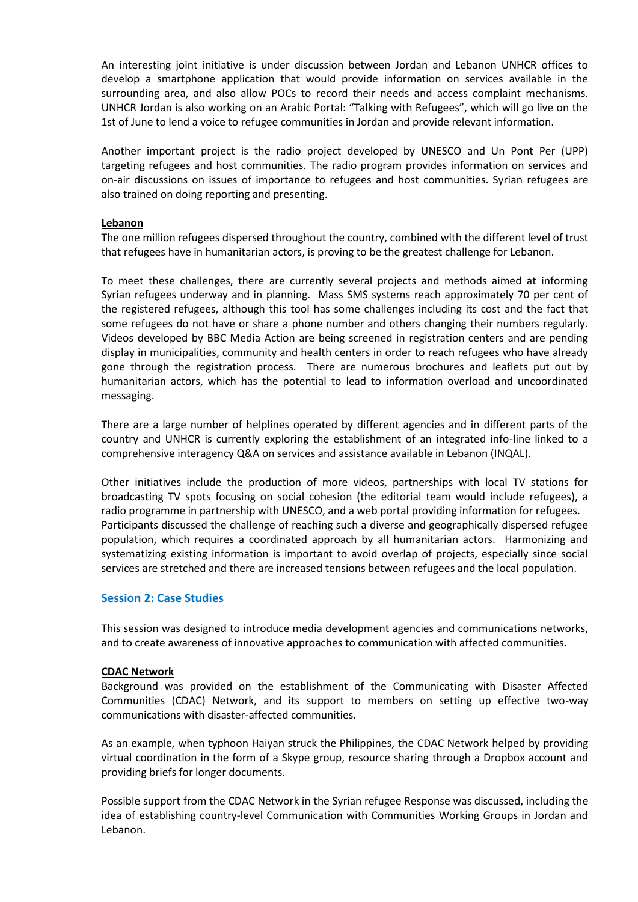An interesting joint initiative is under discussion between Jordan and Lebanon UNHCR offices to develop a smartphone application that would provide information on services available in the surrounding area, and also allow POCs to record their needs and access complaint mechanisms. UNHCR Jordan is also working on an Arabic Portal: "Talking with Refugees", which will go live on the 1st of June to lend a voice to refugee communities in Jordan and provide relevant information.

Another important project is the radio project developed by UNESCO and Un Pont Per (UPP) targeting refugees and host communities. The radio program provides information on services and on-air discussions on issues of importance to refugees and host communities. Syrian refugees are also trained on doing reporting and presenting.

**Lebanon**

The one million refugees dispersed throughout the country, combined with the different level of trust that refugees have in humanitarian actors, is proving to be the greatest challenge for Lebanon.

To meet these challenges, there are currently several projects and methods aimed at informing Syrian refugees underway and in planning. Mass SMS systems reach approximately 70 per cent of the registered refugees, although this tool has some challenges including its cost and the fact that some refugees do not have or share a phone number and others changing their numbers regularly. Videos developed by BBC Media Action are being screened in registration centers and are pending display in municipalities, community and health centers in order to reach refugees who have already gone through the registration process. There are numerous brochures and leaflets put out by humanitarian actors, which has the potential to lead to information overload and uncoordinated messaging.

There are a large number of helplines operated by different agencies and in different parts of the country and UNHCR is currently exploring the establishment of an integrated info-line linked to a comprehensive interagency Q&A on services and assistance available in Lebanon (INQAL).

Other initiatives include the production of more videos, partnerships with local TV stations for broadcasting TV spots focusing on social cohesion (the editorial team would include refugees), a radio programme in partnership with UNESCO, and a web portal providing information for refugees. Participants discussed the challenge of reaching such a diverse and geographically dispersed refugee population, which requires a coordinated approach by all humanitarian actors. Harmonizing and systematizing existing information is important to avoid overlap of projects, especially since social services are stretched and there are increased tensions between refugees and the local population.

## Session 2: Case Studies

This session was designed to introduce media development agencies and communications networks, and to create awareness of innovative approaches to communication with affected communities.

**CDAC Network**

Background was provided on the establishment of the Communicating with Disaster Affected Communities (CDAC) Network, and its support to members on setting up effective two-way communications with disaster-affected communities.

As an example, when typhoon Haiyan struck the Philippines, the CDAC Network helped by providing virtual coordination in the form of a Skype group, resource sharing through a Dropbox account and providing briefs for longer documents.

Possible support from the CDAC Network in the Syrian refugee Response was discussed, including the idea of establishing country-level Communication with Communities Working Groups in Jordan and Lebanon.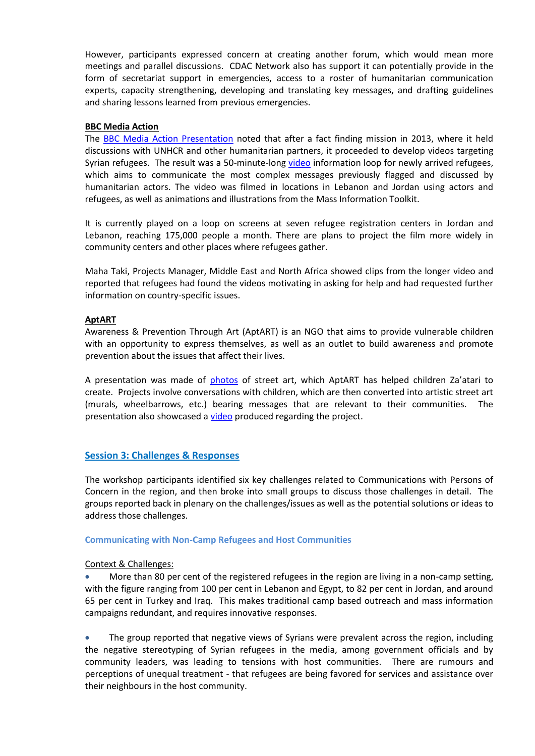However, participants expressed concern at creating another forum, which would mean more meetings and parallel discussions. CDAC Network also has support it can potentially provide in the form of secretariat support in emergencies, access to a roster of humanitarian communication experts, capacity strengthening, developing and translating key messages, and drafting guidelines and sharing lessons learned from previous emergencies.

**BBC Media Action**

The BBC Media Action Presentation noted that after a fact finding mission in 2013, where it held discussions with UNHCR and other humanitarian partners, it proceeded to develop videos targeting Syrian refugees. The result was a 50-minute-long video information loop for newly arrived refugees, which aims to communicate the most complex messages previously flagged and discussed by humanitarian actors. The video was filmed in locations in Lebanon and Jordan using actors and refugees, as well as animations and illustrations from the Mass Information Toolkit.

It is currently played on a loop on screens at seven refugee registration centers in Jordan and Lebanon, reaching 175,000 people a month. There are plans to project the film more widely in community centers and other places where refugees gather.

Maha Taki, Projects Manager, Middle East and North Africa showed clips from the longer video and reported that refugees had found the videos motivating in asking for help and had requested further information on country-specific issues.

**AptART**

Awareness & Prevention Through Art (AptART) is an NGO that aims to provide vulnerable children with an opportunity to express themselves, as well as an outlet to build awareness and promote prevention about the issues that affect their lives.

A presentation was made of photos of street art, which AptART has helped children Za'atari to create. Projects involve conversations with children, which are then converted into artistic street art (murals, wheelbarrows, etc.) bearing messages that are relevant to their communities. The presentation also showcased a video produced regarding the project.

## Session 3: Challenges & Responses

The workshop participants identified six key challenges related to Communications with Persons of Concern in the region, and then broke into small groups to discuss those challenges in detail. The groups reported back in plenary on the challenges/issues as well as the potential solutions or ideas to address those challenges.

### Communicating with Non-Camp Refugees and Host Communities

Context & Challenges:

- More than 80 per cent of the registered refugees in the region are living in a non-camp setting, with the figure ranging from 100 per cent in Lebanon and Egypt, to 82 per cent in Jordan, and around 65 per cent in Turkey and Iraq. This makes traditional camp based outreach and mass information campaigns redundant, and requires innovative responses.

- The group reported that negative views of Syrians were prevalent across the region, including the negative stereotyping of Syrian refugees in the media, among government officials and by community leaders, was leading to tensions with host communities. There are rumours and perceptions of unequal treatment - that refugees are being favored for services and assistance over their neighbours in the host community.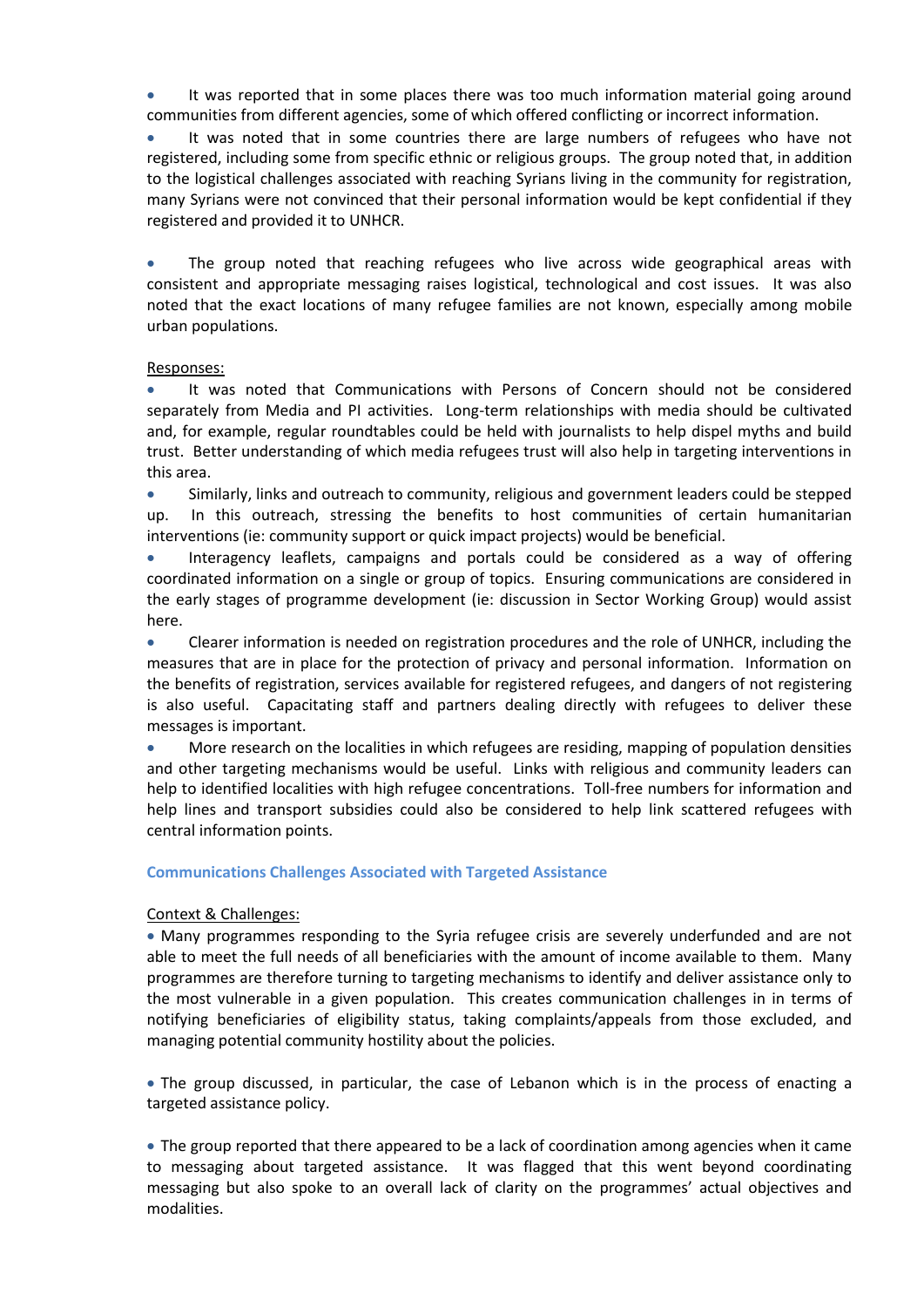- It was reported that in some places there was too much information material going around communities from different agencies, some of which offered conflicting or incorrect information.
- It was noted that in some countries there are large numbers of refugees who have not registered, including some from specific ethnic or religious groups. The group noted that, in addition to the logistical challenges associated with reaching Syrians living in the community for registration, many Syrians were not convinced that their personal information would be kept confidential if they registered and provided it to UNHCR.
- The group noted that reaching refugees who live across wide geographical areas with consistent and appropriate messaging raises logistical, technological and cost issues. It was also noted that the exact locations of many refugee families are not known, especially among mobile urban populations.

Responses:

- It was noted that Communications with Persons of Concern should not be considered separately from Media and PI activities. Long-term relationships with media should be cultivated and, for example, regular roundtables could be held with journalists to help dispel myths and build trust. Better understanding of which media refugees trust will also help in targeting interventions in this area.
- Similarly, links and outreach to community, religious and government leaders could be stepped up. In this outreach, stressing the benefits to host communities of certain humanitarian interventions (ie: community support or quick impact projects) would be beneficial.
- Interagency leaflets, campaigns and portals could be considered as a way of offering coordinated information on a single or group of topics. Ensuring communications are considered in the early stages of programme development (ie: discussion in Sector Working Group) would assist here.
- Clearer information is needed on registration procedures and the role of UNHCR, including the measures that are in place for the protection of privacy and personal information. Information on the benefits of registration, services available for registered refugees, and dangers of not registering is also useful. Capacitating staff and partners dealing directly with refugees to deliver these messages is important.
- More research on the localities in which refugees are residing, mapping of population densities and other targeting mechanisms would be useful. Links with religious and community leaders can help to identified localities with high refugee concentrations. Toll-free numbers for information and help lines and transport subsidies could also be considered to help link scattered refugees with central information points.

### Communications Challenges Associated with Targeted Assistance

Context & Challenges:

- Many programmes responding to the Syria refugee crisis are severely underfunded and are not able to meet the full needs of all beneficiaries with the amount of income available to them. Many programmes are therefore turning to targeting mechanisms to identify and deliver assistance only to the most vulnerable in a given population. This creates communication challenges in in terms of notifying beneficiaries of eligibility status, taking complaints/appeals from those excluded, and managing potential community hostility about the policies.

- The group discussed, in particular, the case of Lebanon which is in the process of enacting a targeted assistance policy.

- The group reported that there appeared to be a lack of coordination among agencies when it came to messaging about targeted assistance. It was flagged that this went beyond coordinating messaging but also spoke to an overall lack of clarity on the programmes' actual objectives and modalities.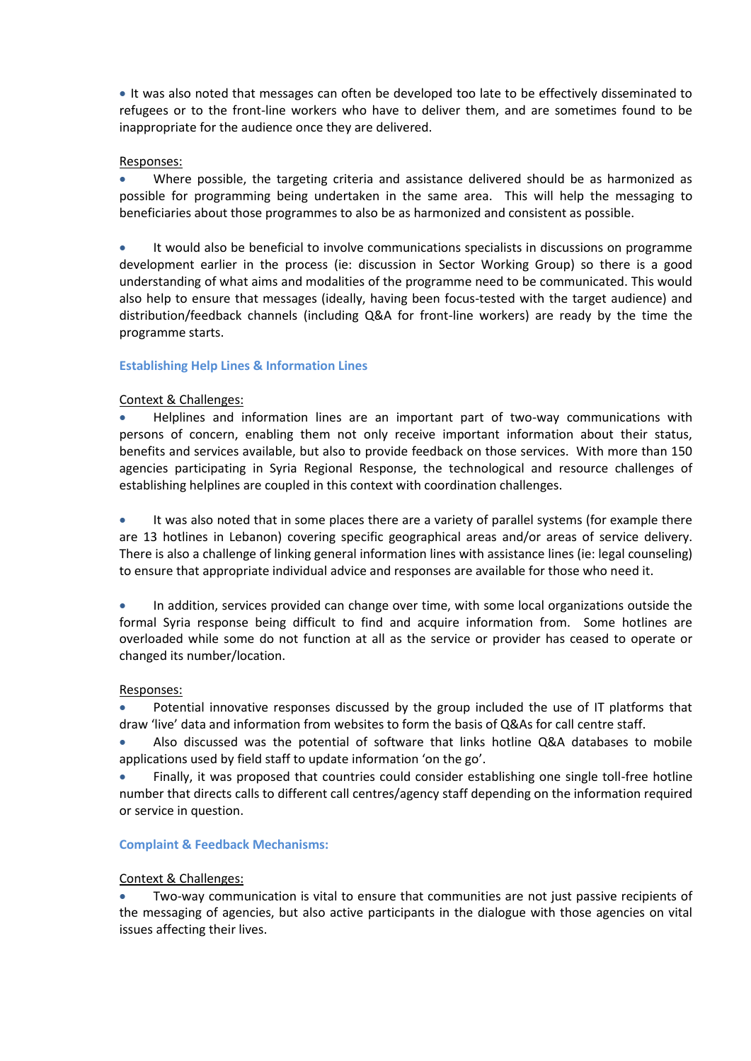- It was also noted that messages can often be developed too late to be effectively disseminated to refugees or to the front-line workers who have to deliver them, and are sometimes found to be inappropriate for the audience once they are delivered.

Responses:

- Where possible, the targeting criteria and assistance delivered should be as harmonized as possible for programming being undertaken in the same area. This will help the messaging to beneficiaries about those programmes to also be as harmonized and consistent as possible.

- It would also be beneficial to involve communications specialists in discussions on programme development earlier in the process (ie: discussion in Sector Working Group) so there is a good understanding of what aims and modalities of the programme need to be communicated. This would also help to ensure that messages (ideally, having been focus-tested with the target audience) and distribution/feedback channels (including Q&A for front-line workers) are ready by the time the programme starts.

### Establishing Help Lines & Information Lines

Context & Challenges:

- Helplines and information lines are an important part of two-way communications with persons of concern, enabling them not only receive important information about their status, benefits and services available, but also to provide feedback on those services. With more than 150 agencies participating in Syria Regional Response, the technological and resource challenges of establishing helplines are coupled in this context with coordination challenges.

- It was also noted that in some places there are a variety of parallel systems (for example there are 13 hotlines in Lebanon) covering specific geographical areas and/or areas of service delivery. There is also a challenge of linking general information lines with assistance lines (ie: legal counseling) to ensure that appropriate individual advice and responses are available for those who need it.

- In addition, services provided can change over time, with some local organizations outside the formal Syria response being difficult to find and acquire information from. Some hotlines are overloaded while some do not function at all as the service or provider has ceased to operate or changed its number/location.

Responses:

- Potential innovative responses discussed by the group included the use of IT platforms that draw 'live' data and information from websites to form the basis of Q&As for call centre staff.
- Also discussed was the potential of software that links hotline Q&A databases to mobile applications used by field staff to update information 'on the go'.
- Finally, it was proposed that countries could consider establishing one single toll-free hotline number that directs calls to different call centres/agency staff depending on the information required or service in question.

### Complaint & Feedback Mechanisms:

Context & Challenges:

- Two-way communication is vital to ensure that communities are not just passive recipients of the messaging of agencies, but also active participants in the dialogue with those agencies on vital issues affecting their lives.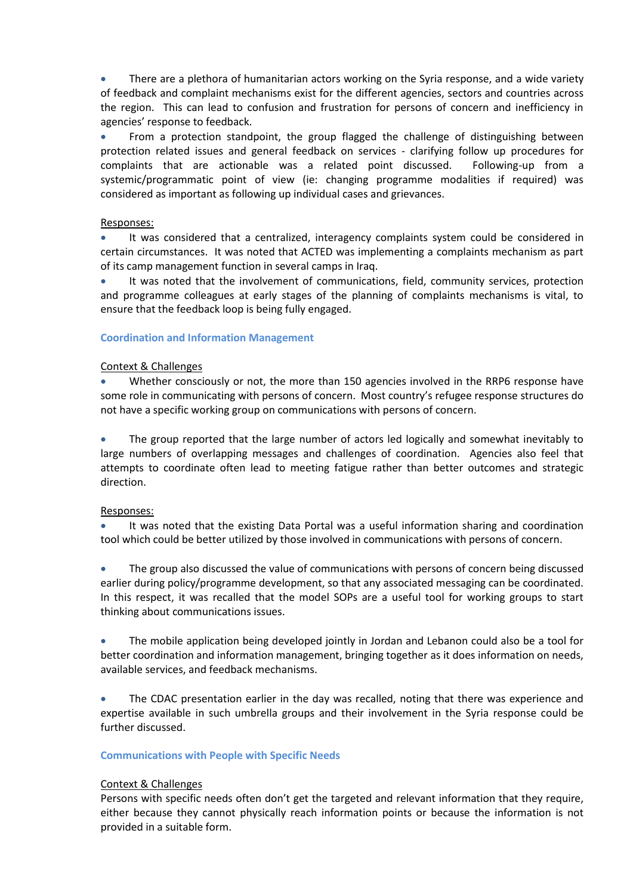- There are a plethora of humanitarian actors working on the Syria response, and a wide variety of feedback and complaint mechanisms exist for the different agencies, sectors and countries across the region. This can lead to confusion and frustration for persons of concern and inefficiency in agencies' response to feedback.
- From a protection standpoint, the group flagged the challenge of distinguishing between protection related issues and general feedback on services - clarifying follow up procedures for complaints that are actionable was a related point discussed. Following-up from a systemic/programmatic point of view (ie: changing programme modalities if required) was considered as important as following up individual cases and grievances.

Responses:

- It was considered that a centralized, interagency complaints system could be considered in certain circumstances. It was noted that ACTED was implementing a complaints mechanism as part of its camp management function in several camps in Iraq.
- It was noted that the involvement of communications, field, community services, protection and programme colleagues at early stages of the planning of complaints mechanisms is vital, to ensure that the feedback loop is being fully engaged.

### Coordination and Information Management

Context & Challenges

- Whether consciously or not, the more than 150 agencies involved in the RRP6 response have some role in communicating with persons of concern. Most country's refugee response structures do not have a specific working group on communications with persons of concern.
- The group reported that the large number of actors led logically and somewhat inevitably to large numbers of overlapping messages and challenges of coordination. Agencies also feel that attempts to coordinate often lead to meeting fatigue rather than better outcomes and strategic direction.

Responses:

- It was noted that the existing Data Portal was a useful information sharing and coordination tool which could be better utilized by those involved in communications with persons of concern.
- The group also discussed the value of communications with persons of concern being discussed earlier during policy/programme development, so that any associated messaging can be coordinated. In this respect, it was recalled that the model SOPs are a useful tool for working groups to start thinking about communications issues.
- The mobile application being developed jointly in Jordan and Lebanon could also be a tool for better coordination and information management, bringing together as it does information on needs, available services, and feedback mechanisms.
- The CDAC presentation earlier in the day was recalled, noting that there was experience and expertise available in such umbrella groups and their involvement in the Syria response could be further discussed.

### Communications with People with Specific Needs

Context & Challenges

Persons with specific needs often don't get the targeted and relevant information that they require, either because they cannot physically reach information points or because the information is not provided in a suitable form.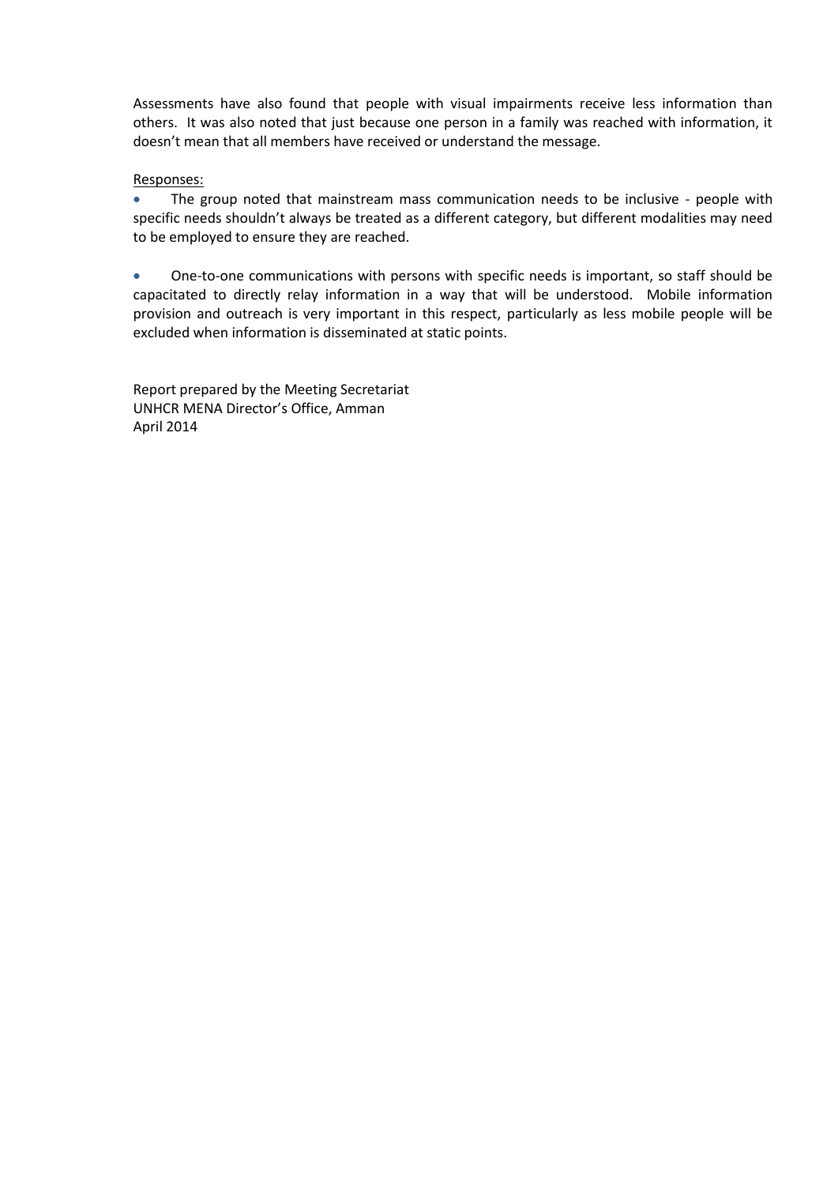Assessments have also found that people with visual impairments receive less information than others. It was also noted that just because one person in a family was reached with information, it doesn't mean that all members have received or understand the message.

Responses:

- The group noted that mainstream mass communication needs to be inclusive - people with specific needs shouldn't always be treated as a different category, but different modalities may need to be employed to ensure they are reached.

- One-to-one communications with persons with specific needs is important, so staff should be capacitated to directly relay information in a way that will be understood. Mobile information provision and outreach is very important in this respect, particularly as less mobile people will be excluded when information is disseminated at static points.

Report prepared by the Meeting Secretariat
UNHCR MENA Director's Office, Amman
April 2014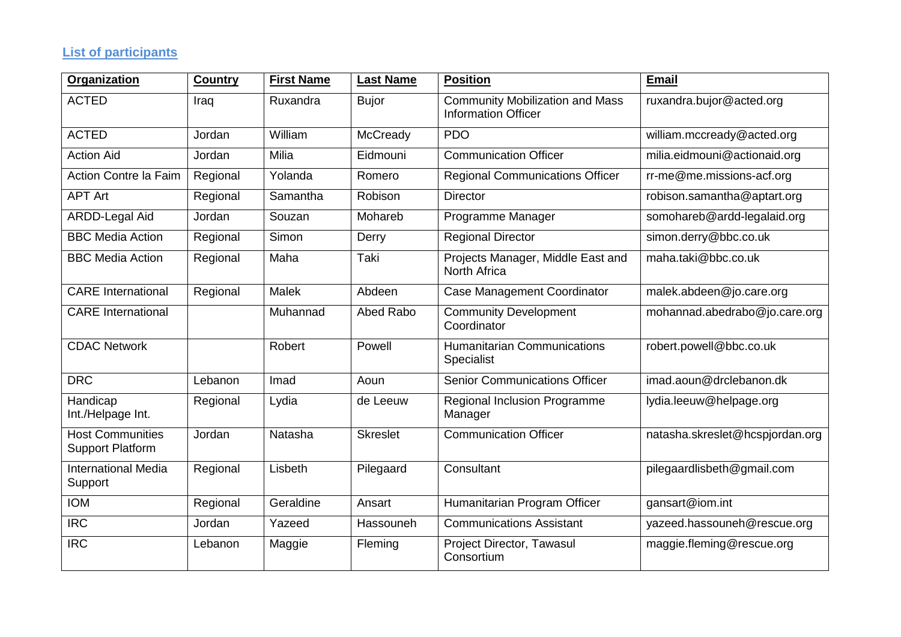## List of participants

| Organization | Country | First Name | Last Name | Position | Email |
|---|---|---|---|---|---|
| ACTED | Iraq | Ruxandra | Bujor | Community Mobilization and Mass Information Officer | ruxandra.bujor@acted.org |
| ACTED | Jordan | William | McCready | PDO | william.mccready@acted.org |
| Action Aid | Jordan | Milia | Eidmouni | Communication Officer | milia.eidmouni@actionaid.org |
| Action Contre la Faim | Regional | Yolanda | Romero | Regional Communications Officer | rr-me@me.missions-acf.org |
| APT Art | Regional | Samantha | Robison | Director | robison.samantha@aptart.org |
| ARDD-Legal Aid | Jordan | Souzan | Mohareb | Programme Manager | somohareb@ardd-legalaid.org |
| BBC Media Action | Regional | Simon | Derry | Regional Director | simon.derry@bbc.co.uk |
| BBC Media Action | Regional | Maha | Taki | Projects Manager, Middle East and North Africa | maha.taki@bbc.co.uk |
| CARE International | Regional | Malek | Abdeen | Case Management Coordinator | malek.abdeen@jo.care.org |
| CARE International | | Muhannad | Abed Rabo | Community Development Coordinator | mohannad.abedrabo@jo.care.org |
| CDAC Network | | Robert | Powell | Humanitarian Communications Specialist | robert.powell@bbc.co.uk |
| DRC | Lebanon | Imad | Aoun | Senior Communications Officer | imad.aoun@drclebanon.dk |
| Handicap Int./Helpage Int. | Regional | Lydia | de Leeuw | Regional Inclusion Programme Manager | lydia.leeuw@helpage.org |
| Host Communities Support Platform | Jordan | Natasha | Skreslet | Communication Officer | natasha.skreslet@hcspjordan.org |
| International Media Support | Regional | Lisbeth | Pilegaard | Consultant | pilegaardlisbeth@gmail.com |
| IOM | Regional | Geraldine | Ansart | Humanitarian Program Officer | gansart@iom.int |
| IRC | Jordan | Yazeed | Hassouneh | Communications Assistant | yazeed.hassouneh@rescue.org |
| IRC | Lebanon | Maggie | Fleming | Project Director, Tawasul Consortium | maggie.fleming@rescue.org |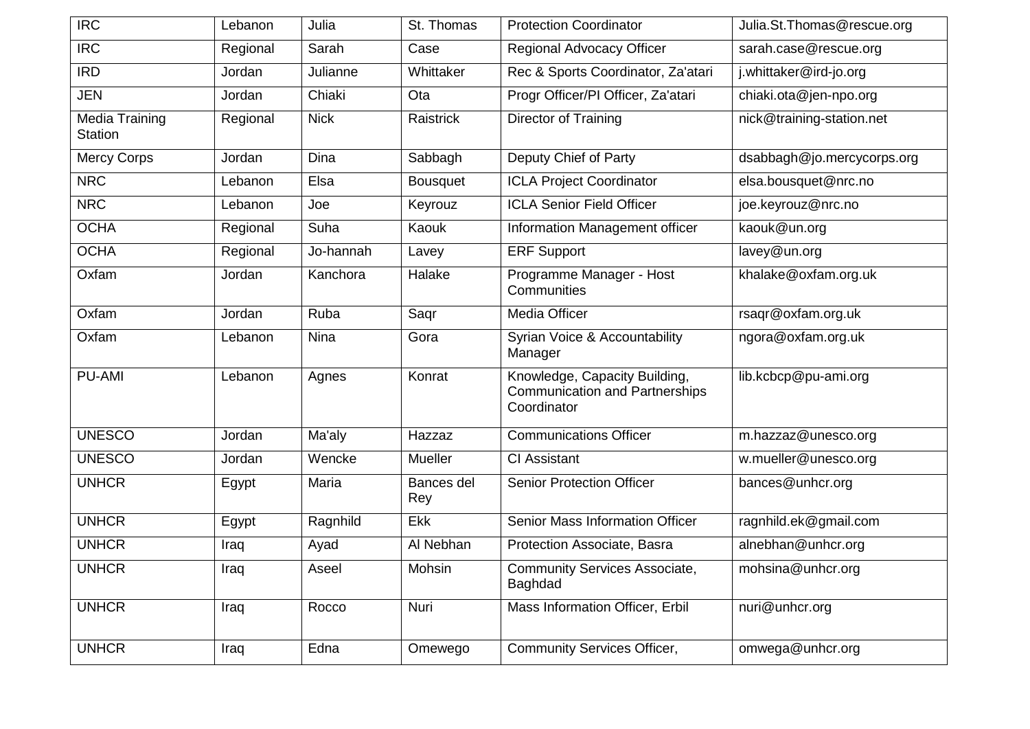| | | | | | |
|---|---|---|---|---|---|
| IRC | Lebanon | Julia | St. Thomas | Protection Coordinator | Julia.St.Thomas@rescue.org |
| IRC | Regional | Sarah | Case | Regional Advocacy Officer | sarah.case@rescue.org |
| IRD | Jordan | Julianne | Whittaker | Rec & Sports Coordinator, Za'atari | j.whittaker@ird-jo.org |
| JEN | Jordan | Chiaki | Ota | Progr Officer/PI Officer, Za'atari | chiaki.ota@jen-npo.org |
| Media Training Station | Regional | Nick | Raistrick | Director of Training | nick@training-station.net |
| Mercy Corps | Jordan | Dina | Sabbagh | Deputy Chief of Party | dsabbagh@jo.mercycorps.org |
| NRC | Lebanon | Elsa | Bousquet | ICLA Project Coordinator | elsa.bousquet@nrc.no |
| NRC | Lebanon | Joe | Keyrouz | ICLA Senior Field Officer | joe.keyrouz@nrc.no |
| OCHA | Regional | Suha | Kaouk | Information Management officer | kaouk@un.org |
| OCHA | Regional | Jo-hannah | Lavey | ERF Support | lavey@un.org |
| Oxfam | Jordan | Kanchora | Halake | Programme Manager - Host Communities | khalake@oxfam.org.uk |
| Oxfam | Jordan | Ruba | Saqr | Media Officer | rsaqr@oxfam.org.uk |
| Oxfam | Lebanon | Nina | Gora | Syrian Voice & Accountability Manager | ngora@oxfam.org.uk |
| PU-AMI | Lebanon | Agnes | Konrat | Knowledge, Capacity Building, Communication and Partnerships Coordinator | lib.kcbcp@pu-ami.org |
| UNESCO | Jordan | Ma'aly | Hazzaz | Communications Officer | m.hazzaz@unesco.org |
| UNESCO | Jordan | Wencke | Mueller | CI Assistant | w.mueller@unesco.org |
| UNHCR | Egypt | Maria | Bances del Rey | Senior Protection Officer | bances@unhcr.org |
| UNHCR | Egypt | Ragnhild | Ekk | Senior Mass Information Officer | ragnhild.ek@gmail.com |
| UNHCR | Iraq | Ayad | Al Nebhan | Protection Associate, Basra | alnebhan@unhcr.org |
| UNHCR | Iraq | Aseel | Mohsin | Community Services Associate, Baghdad | mohsina@unhcr.org |
| UNHCR | Iraq | Rocco | Nuri | Mass Information Officer, Erbil | nuri@unhcr.org |
| UNHCR | Iraq | Edna | Omewego | Community Services Officer, | omwega@unhcr.org |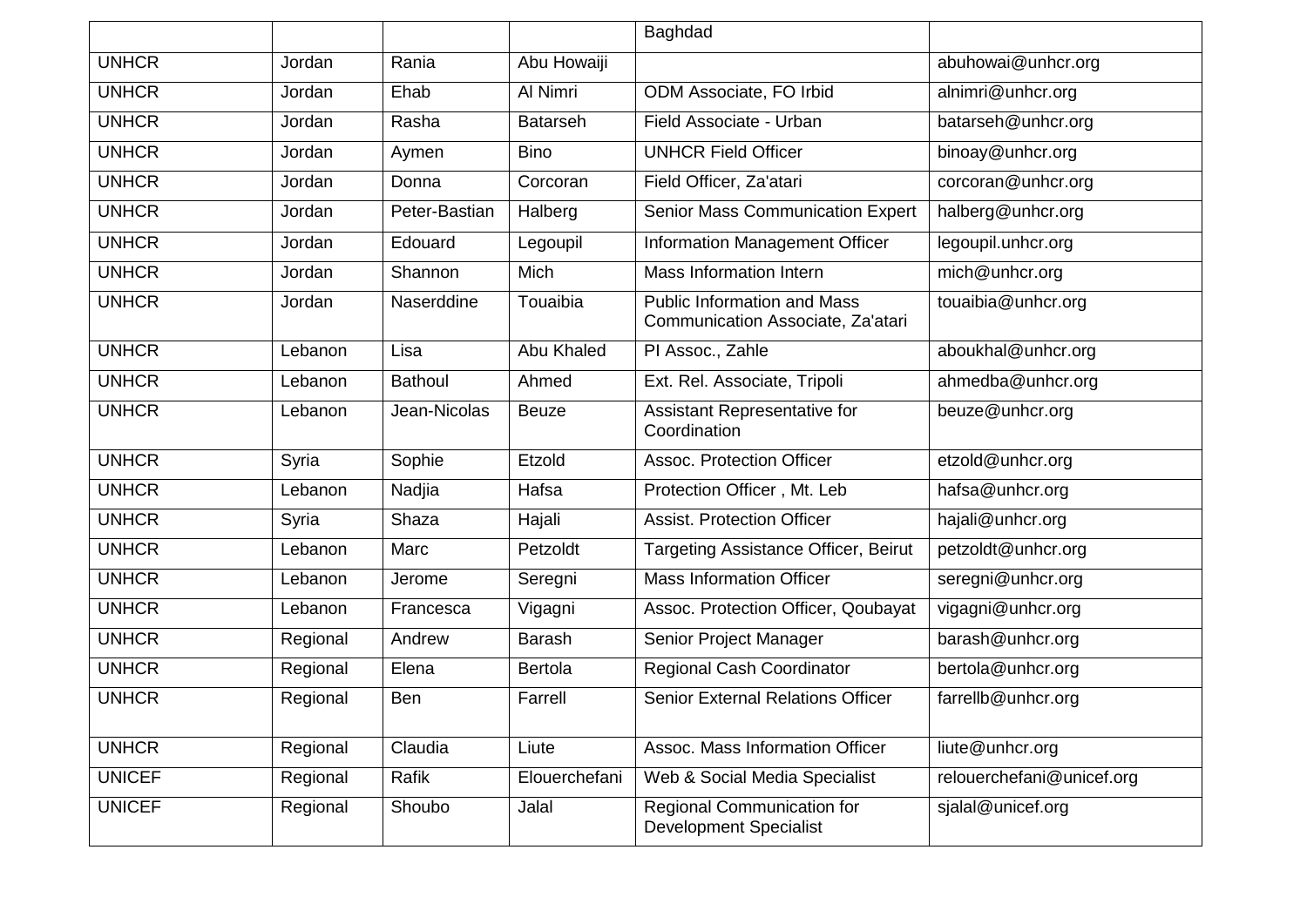| | | | | Baghdad | |
|---|---|---|---|---|---|
| UNHCR | Jordan | Rania | Abu Howaiji | | abuhowai@unhcr.org |
| UNHCR | Jordan | Ehab | Al Nimri | ODM Associate, FO Irbid | alnimri@unhcr.org |
| UNHCR | Jordan | Rasha | Batarseh | Field Associate - Urban | batarseh@unhcr.org |
| UNHCR | Jordan | Aymen | Bino | UNHCR Field Officer | binoay@unhcr.org |
| UNHCR | Jordan | Donna | Corcoran | Field Officer, Za'atari | corcoran@unhcr.org |
| UNHCR | Jordan | Peter-Bastian | Halberg | Senior Mass Communication Expert | halberg@unhcr.org |
| UNHCR | Jordan | Edouard | Legoupil | Information Management Officer | legoupil.unhcr.org |
| UNHCR | Jordan | Shannon | Mich | Mass Information Intern | mich@unhcr.org |
| UNHCR | Jordan | Naserddine | Touaibia | Public Information and Mass Communication Associate, Za'atari | touaibia@unhcr.org |
| UNHCR | Lebanon | Lisa | Abu Khaled | PI Assoc., Zahle | aboukhal@unhcr.org |
| UNHCR | Lebanon | Bathoul | Ahmed | Ext. Rel. Associate, Tripoli | ahmedba@unhcr.org |
| UNHCR | Lebanon | Jean-Nicolas | Beuze | Assistant Representative for Coordination | beuze@unhcr.org |
| UNHCR | Syria | Sophie | Etzold | Assoc. Protection Officer | etzold@unhcr.org |
| UNHCR | Lebanon | Nadjia | Hafsa | Protection Officer , Mt. Leb | hafsa@unhcr.org |
| UNHCR | Syria | Shaza | Hajali | Assist. Protection Officer | hajali@unhcr.org |
| UNHCR | Lebanon | Marc | Petzoldt | Targeting Assistance Officer, Beirut | petzoldt@unhcr.org |
| UNHCR | Lebanon | Jerome | Seregni | Mass Information Officer | seregni@unhcr.org |
| UNHCR | Lebanon | Francesca | Vigagni | Assoc. Protection Officer, Qoubayat | vigagni@unhcr.org |
| UNHCR | Regional | Andrew | Barash | Senior Project Manager | barash@unhcr.org |
| UNHCR | Regional | Elena | Bertola | Regional Cash Coordinator | bertola@unhcr.org |
| UNHCR | Regional | Ben | Farrell | Senior External Relations Officer | farrellb@unhcr.org |
| UNHCR | Regional | Claudia | Liute | Assoc. Mass Information Officer | liute@unhcr.org |
| UNICEF | Regional | Rafik | Elouerchefani | Web & Social Media Specialist | relouerchefani@unicef.org |
| UNICEF | Regional | Shoubo | Jalal | Regional Communication for Development Specialist | sjalal@unicef.org |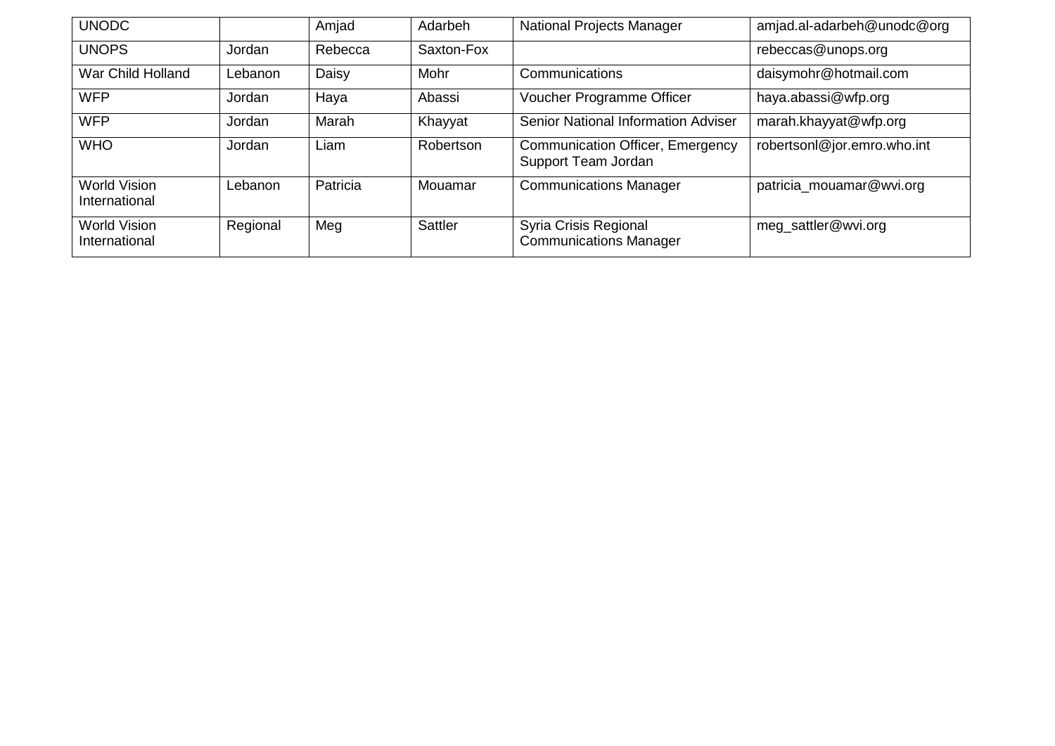| | | | | | |
|---|---|---|---|---|---|
| UNODC | | Amjad | Adarbeh | National Projects Manager | amjad.al-adarbeh@unodc@org |
| UNOPS | Jordan | Rebecca | Saxton-Fox | | rebeccas@unops.org |
| War Child Holland | Lebanon | Daisy | Mohr | Communications | daisymohr@hotmail.com |
| WFP | Jordan | Haya | Abassi | Voucher Programme Officer | haya.abassi@wfp.org |
| WFP | Jordan | Marah | Khayyat | Senior National Information Adviser | marah.khayyat@wfp.org |
| WHO | Jordan | Liam | Robertson | Communication Officer, Emergency Support Team Jordan | robertsonl@jor.emro.who.int |
| World Vision International | Lebanon | Patricia | Mouamar | Communications Manager | patricia_mouamar@wvi.org |
| World Vision International | Regional | Meg | Sattler | Syria Crisis Regional Communications Manager | meg_sattler@wvi.org |